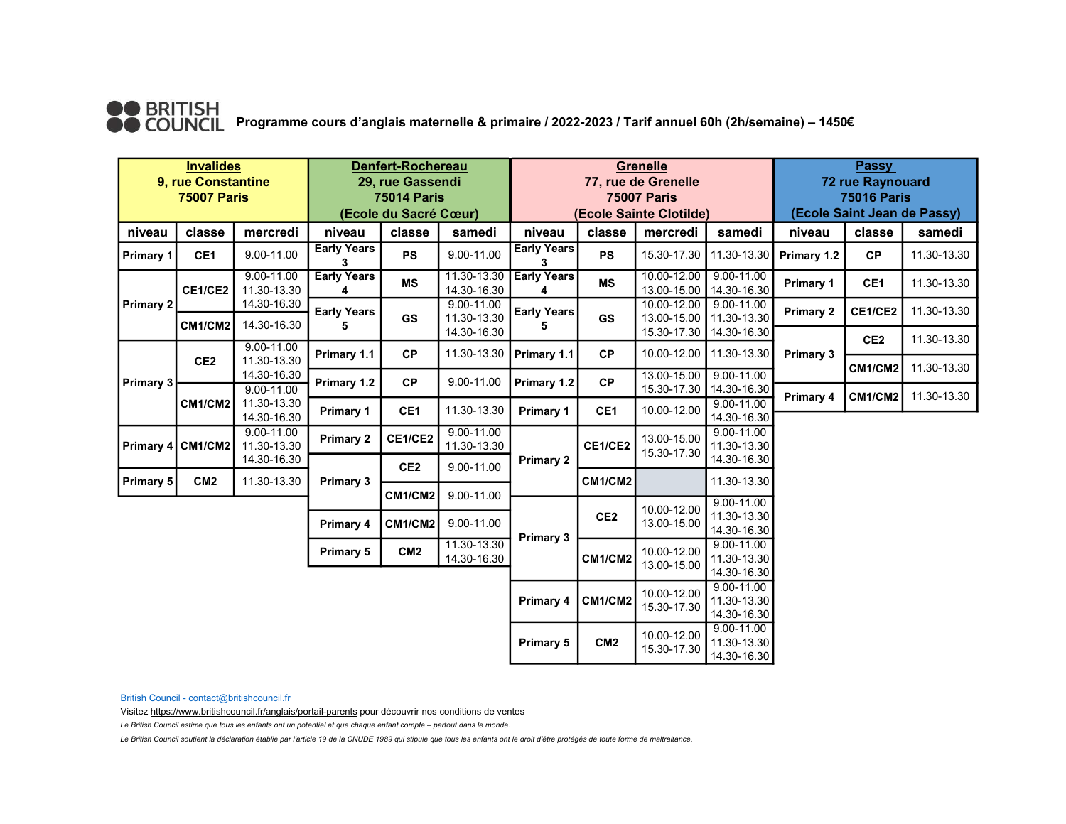**BRITISH COUNCIL** Programme cours d'anglais maternelle & primaire / 2022-2023 / Tarif annuel 60h (2h/semaine) – 1450€

**Invalides**
9, rue Constantine
75007 Paris

| niveau | classe | mercredi |
|---|---|---|
| Primary 1 | CE1 | 9.00-11.00 |
| Primary 2 | CE1/CE2 | 9.00-11.00<br>11.30-13.30<br>14.30-16.30 |
| Primary 2 | CM1/CM2 | 14.30-16.30 |
| Primary 3 | CE2 | 9.00-11.00<br>11.30-13.30<br>14.30-16.30 |
| Primary 3 | CM1/CM2 | 9.00-11.00<br>11.30-13.30<br>14.30-16.30 |
| Primary 4 | CM1/CM2 | 9.00-11.00<br>11.30-13.30<br>14.30-16.30 |
| Primary 5 | CM2 | 11.30-13.30 |

**Denfert-Rochereau**
29, rue Gassendi
75014 Paris
(Ecole du Sacré Cœur)

| niveau | classe | samedi |
|---|---|---|
| Early Years 3 | PS | 9.00-11.00 |
| Early Years 4 | MS | 11.30-13.30<br>14.30-16.30 |
| Early Years 5 | GS | 9.00-11.00<br>11.30-13.30<br>14.30-16.30 |
| Primary 1.1 | CP | 11.30-13.30 |
| Primary 1.2 | CP | 9.00-11.00 |
| Primary 1 | CE1 | 11.30-13.30 |
| Primary 2 | CE1/CE2 | 9.00-11.00<br>11.30-13.30 |
| Primary 3 | CE2 | 9.00-11.00 |
| Primary 3 | CM1/CM2 | 9.00-11.00 |
| Primary 4 | CM1/CM2 | 9.00-11.00 |
| Primary 5 | CM2 | 11.30-13.30<br>14.30-16.30 |

**Grenelle**
77, rue de Grenelle
75007 Paris
(Ecole Sainte Clotilde)

| niveau | classe | mercredi | samedi |
|---|---|---|---|
| Early Years 3 | PS | 15.30-17.30 | 11.30-13.30 |
| Early Years 4 | MS | 10.00-12.00<br>13.00-15.00 | 9.00-11.00<br>14.30-16.30 |
| Early Years 5 | GS | 10.00-12.00<br>13.00-15.00<br>15.30-17.30 | 9.00-11.00<br>11.30-13.30<br>14.30-16.30 |
| Primary 1.1 | CP | 10.00-12.00 | 11.30-13.30 |
| Primary 1.2 | CP | 13.00-15.00<br>15.30-17.30 | 9.00-11.00<br>14.30-16.30 |
| Primary 1 | CE1 | 10.00-12.00 | 9.00-11.00<br>14.30-16.30 |
| Primary 2 | CE1/CE2 | 13.00-15.00<br>15.30-17.30 | 9.00-11.00<br>11.30-13.30<br>14.30-16.30 |
| Primary 2 | CM1/CM2 | | 11.30-13.30 |
| Primary 3 | CE2 | 10.00-12.00<br>13.00-15.00 | 9.00-11.00<br>11.30-13.30<br>14.30-16.30 |
| Primary 3 | CM1/CM2 | 10.00-12.00<br>13.00-15.00 | 9.00-11.00<br>11.30-13.30<br>14.30-16.30 |
| Primary 4 | CM1/CM2 | 10.00-12.00<br>15.30-17.30 | 9.00-11.00<br>11.30-13.30<br>14.30-16.30 |
| Primary 5 | CM2 | 10.00-12.00<br>15.30-17.30 | 9.00-11.00<br>11.30-13.30<br>14.30-16.30 |

**Passy**
72 rue Raynouard
75016 Paris
(Ecole Saint Jean de Passy)

| niveau | classe | samedi |
|---|---|---|
| Primary 1.2 | CP | 11.30-13.30 |
| Primary 1 | CE1 | 11.30-13.30 |
| Primary 2 | CE1/CE2 | 11.30-13.30 |
| Primary 3 | CE2 | 11.30-13.30 |
| Primary 3 | CM1/CM2 | 11.30-13.30 |
| Primary 4 | CM1/CM2 | 11.30-13.30 |

British Council - contact@britishcouncil.fr

Visitez https://www.britishcouncil.fr/anglais/portail-parents pour découvrir nos conditions de ventes

*Le British Council estime que tous les enfants ont un potentiel et que chaque enfant compte – partout dans le monde.*

*Le British Council soutient la déclaration établie par l'article 19 de la CNUDE 1989 qui stipule que tous les enfants ont le droit d'être protégés de toute forme de maltraitance.*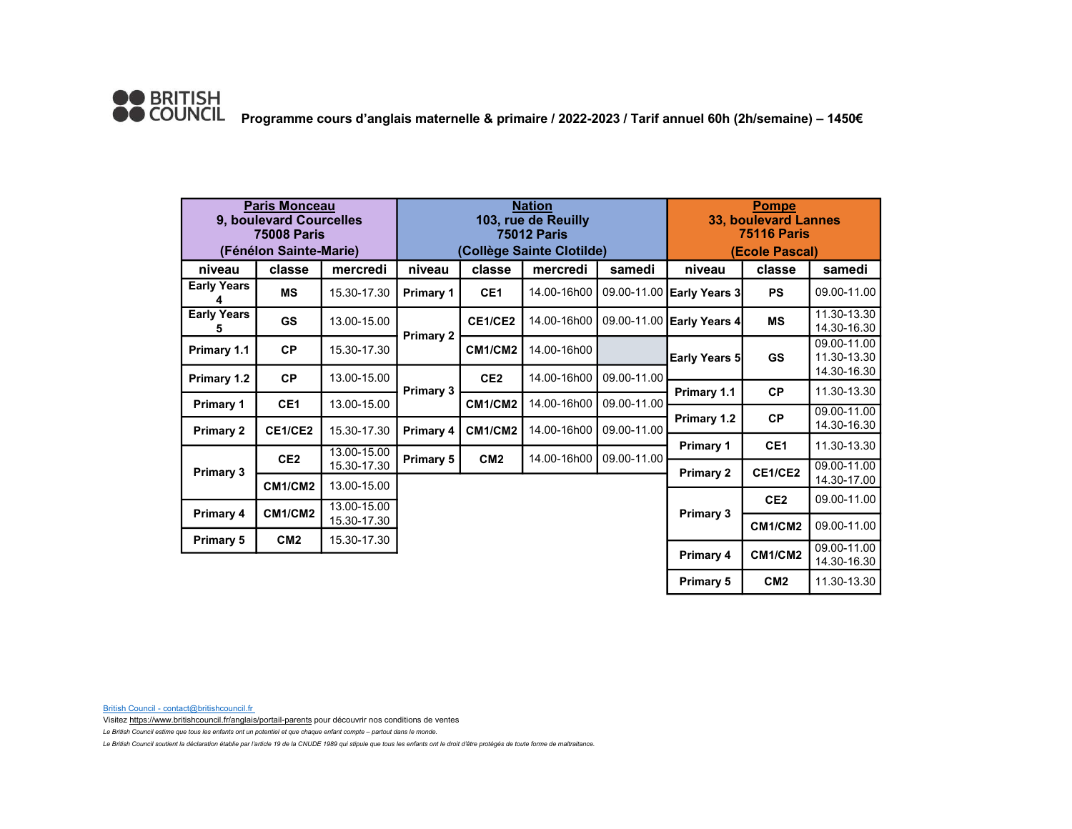BRITISH COUNCIL

**Programme cours d'anglais maternelle & primaire / 2022-2023 / Tarif annuel 60h (2h/semaine) – 1450€**

**Paris Monceau**
**9, boulevard Courcelles**
**75008 Paris**
**(Fénélon Sainte-Marie)**

| niveau | classe | mercredi |
|---|---|---|
| Early Years 4 | MS | 15.30-17.30 |
| Early Years 5 | GS | 13.00-15.00 |
| Primary 1.1 | CP | 15.30-17.30 |
| Primary 1.2 | CP | 13.00-15.00 |
| Primary 1 | CE1 | 13.00-15.00 |
| Primary 2 | CE1/CE2 | 15.30-17.30 |
| Primary 3 | CE2 | 13.00-15.00<br>15.30-17.30 |
| Primary 3 | CM1/CM2 | 13.00-15.00 |
| Primary 4 | CM1/CM2 | 13.00-15.00<br>15.30-17.30 |
| Primary 5 | CM2 | 15.30-17.30 |

**Nation**
**103, rue de Reuilly**
**75012 Paris**
**(Collège Sainte Clotilde)**

| niveau | classe | mercredi | samedi |
|---|---|---|---|
| Primary 1 | CE1 | 14.00-16h00 | 09.00-11.00 |
| Primary 2 | CE1/CE2 | 14.00-16h00 | 09.00-11.00 |
| Primary 2 | CM1/CM2 | 14.00-16h00 | |
| Primary 3 | CE2 | 14.00-16h00 | 09.00-11.00 |
| Primary 3 | CM1/CM2 | 14.00-16h00 | 09.00-11.00 |
| Primary 4 | CM1/CM2 | 14.00-16h00 | 09.00-11.00 |
| Primary 5 | CM2 | 14.00-16h00 | 09.00-11.00 |

**Pompe**
**33, boulevard Lannes**
**75116 Paris**
**(Ecole Pascal)**

| niveau | classe | samedi |
|---|---|---|
| Early Years 3 | PS | 09.00-11.00 |
| Early Years 4 | MS | 11.30-13.30<br>14.30-16.30 |
| Early Years 5 | GS | 09.00-11.00<br>11.30-13.30<br>14.30-16.30 |
| Primary 1.1 | CP | 11.30-13.30 |
| Primary 1.2 | CP | 09.00-11.00<br>14.30-16.30 |
| Primary 1 | CE1 | 11.30-13.30 |
| Primary 2 | CE1/CE2 | 09.00-11.00<br>14.30-17.00 |
| Primary 3 | CE2 | 09.00-11.00 |
| Primary 3 | CM1/CM2 | 09.00-11.00 |
| Primary 4 | CM1/CM2 | 09.00-11.00<br>14.30-16.30 |
| Primary 5 | CM2 | 11.30-13.30 |

British Council - contact@britishcouncil.fr

Visitez https://www.britishcouncil.fr/anglais/portail-parents pour découvrir nos conditions de ventes

*Le British Council estime que tous les enfants ont un potentiel et que chaque enfant compte – partout dans le monde.*

*Le British Council soutient la déclaration établie par l'article 19 de la CNUDE 1989 qui stipule que tous les enfants ont le droit d'être protégés de toute forme de maltraitance.*